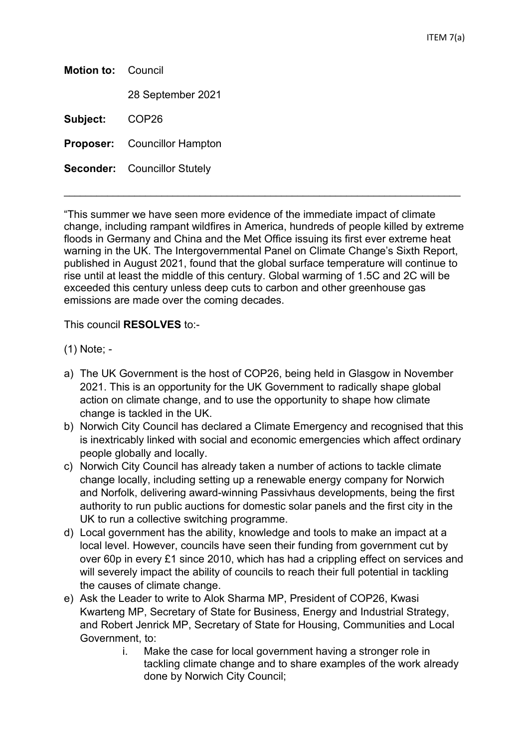ITEM 7(a)

**Motion to:** Council

28 September 2021

**Subject:** COP26

**Proposer:** Councillor Hampton

**Seconder:** Councillor Stutely

---

"This summer we have seen more evidence of the immediate impact of climate change, including rampant wildfires in America, hundreds of people killed by extreme floods in Germany and China and the Met Office issuing its first ever extreme heat warning in the UK. The Intergovernmental Panel on Climate Change's Sixth Report, published in August 2021, found that the global surface temperature will continue to rise until at least the middle of this century. Global warming of 1.5C and 2C will be exceeded this century unless deep cuts to carbon and other greenhouse gas emissions are made over the coming decades.

This council **RESOLVES** to:-

(1) Note; -

a) The UK Government is the host of COP26, being held in Glasgow in November 2021. This is an opportunity for the UK Government to radically shape global action on climate change, and to use the opportunity to shape how climate change is tackled in the UK.
b) Norwich City Council has declared a Climate Emergency and recognised that this is inextricably linked with social and economic emergencies which affect ordinary people globally and locally.
c) Norwich City Council has already taken a number of actions to tackle climate change locally, including setting up a renewable energy company for Norwich and Norfolk, delivering award-winning Passivhaus developments, being the first authority to run public auctions for domestic solar panels and the first city in the UK to run a collective switching programme.
d) Local government has the ability, knowledge and tools to make an impact at a local level. However, councils have seen their funding from government cut by over 60p in every £1 since 2010, which has had a crippling effect on services and will severely impact the ability of councils to reach their full potential in tackling the causes of climate change.
e) Ask the Leader to write to Alok Sharma MP, President of COP26, Kwasi Kwarteng MP, Secretary of State for Business, Energy and Industrial Strategy, and Robert Jenrick MP, Secretary of State for Housing, Communities and Local Government, to:
    i. Make the case for local government having a stronger role in tackling climate change and to share examples of the work already done by Norwich City Council;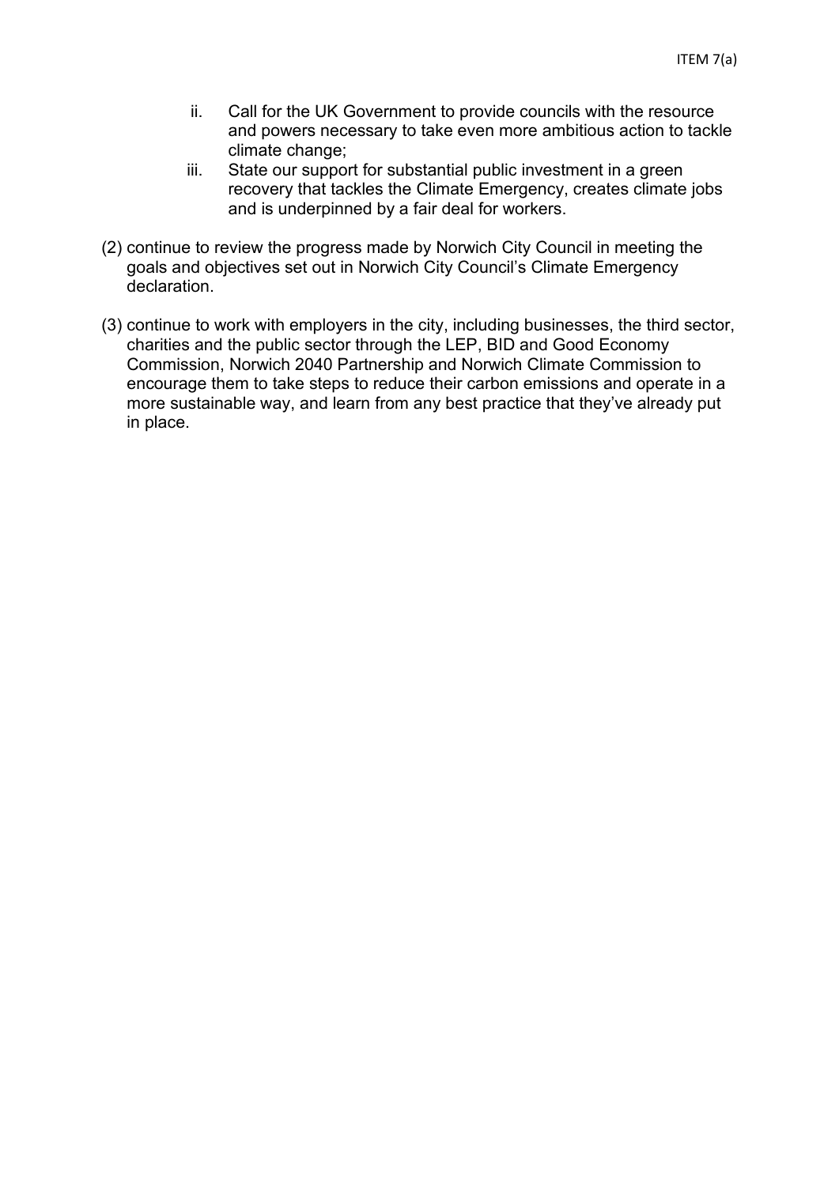ii. Call for the UK Government to provide councils with the resource and powers necessary to take even more ambitious action to tackle climate change;

iii. State our support for substantial public investment in a green recovery that tackles the Climate Emergency, creates climate jobs and is underpinned by a fair deal for workers.

(2) continue to review the progress made by Norwich City Council in meeting the goals and objectives set out in Norwich City Council's Climate Emergency declaration.

(3) continue to work with employers in the city, including businesses, the third sector, charities and the public sector through the LEP, BID and Good Economy Commission, Norwich 2040 Partnership and Norwich Climate Commission to encourage them to take steps to reduce their carbon emissions and operate in a more sustainable way, and learn from any best practice that they've already put in place.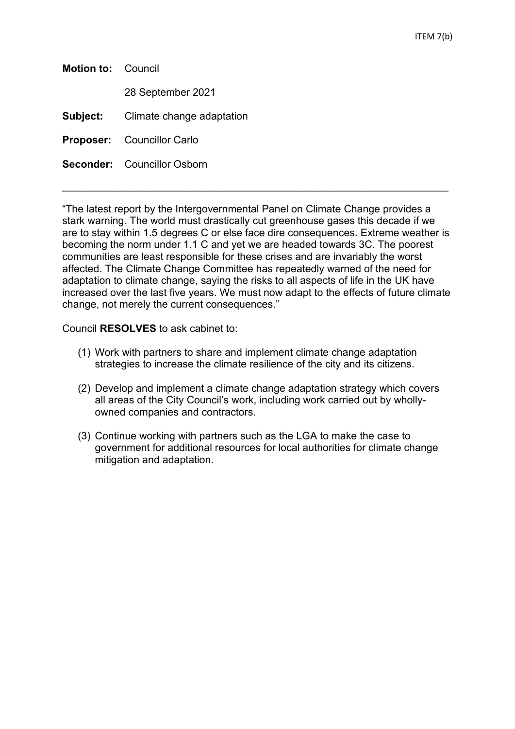ITEM 7(b)

**Motion to:** Council

28 September 2021

**Subject:** Climate change adaptation

**Proposer:** Councillor Carlo

**Seconder:** Councillor Osborn

---

"The latest report by the Intergovernmental Panel on Climate Change provides a stark warning. The world must drastically cut greenhouse gases this decade if we are to stay within 1.5 degrees C or else face dire consequences. Extreme weather is becoming the norm under 1.1 C and yet we are headed towards 3C. The poorest communities are least responsible for these crises and are invariably the worst affected. The Climate Change Committee has repeatedly warned of the need for adaptation to climate change, saying the risks to all aspects of life in the UK have increased over the last five years. We must now adapt to the effects of future climate change, not merely the current consequences."

Council **RESOLVES** to ask cabinet to:

(1) Work with partners to share and implement climate change adaptation strategies to increase the climate resilience of the city and its citizens.

(2) Develop and implement a climate change adaptation strategy which covers all areas of the City Council's work, including work carried out by wholly-owned companies and contractors.

(3) Continue working with partners such as the LGA to make the case to government for additional resources for local authorities for climate change mitigation and adaptation.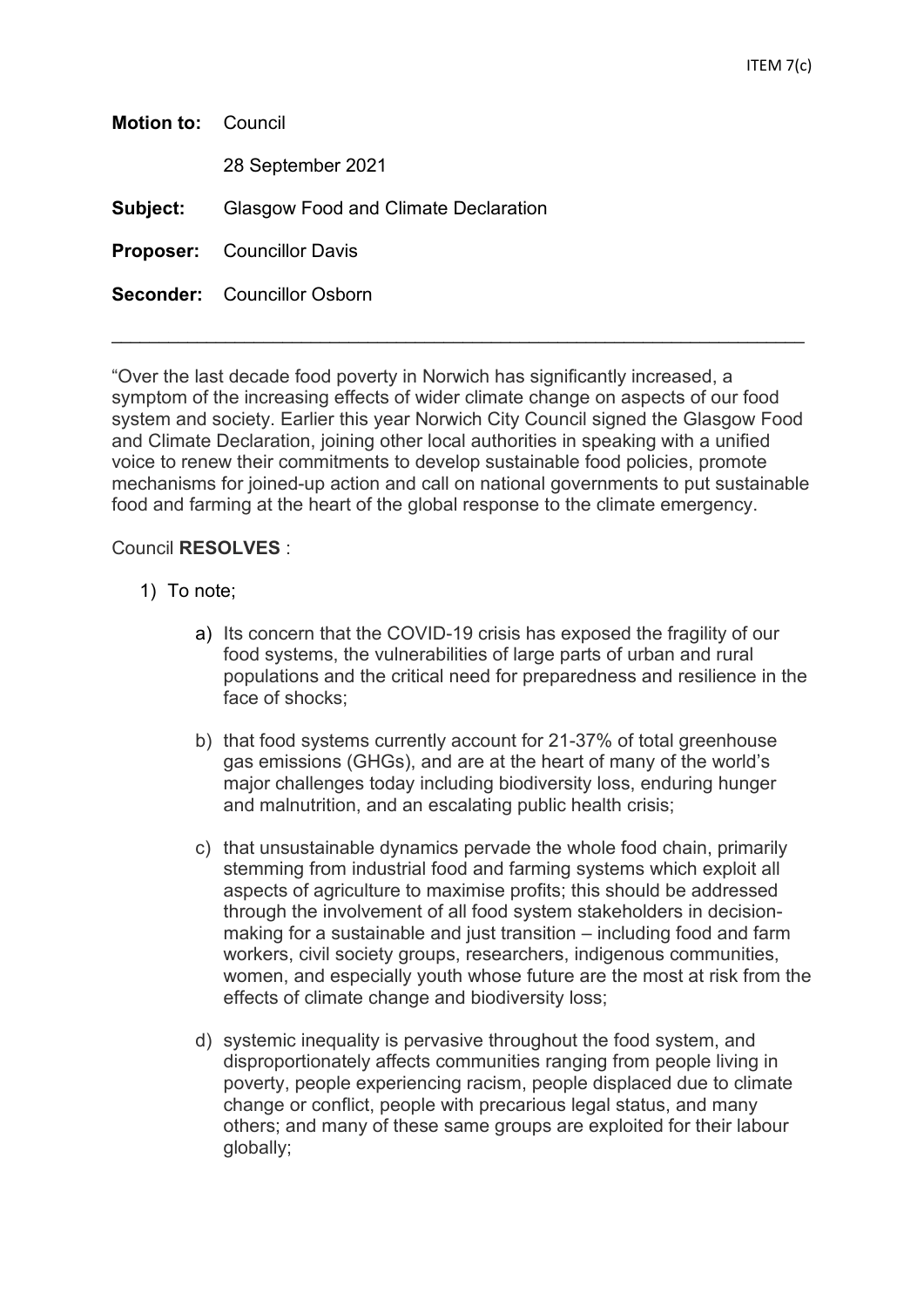ITEM 7(c)

**Motion to:** Council

28 September 2021

**Subject:** Glasgow Food and Climate Declaration

**Proposer:** Councillor Davis

**Seconder:** Councillor Osborn

---

"Over the last decade food poverty in Norwich has significantly increased, a symptom of the increasing effects of wider climate change on aspects of our food system and society. Earlier this year Norwich City Council signed the Glasgow Food and Climate Declaration, joining other local authorities in speaking with a unified voice to renew their commitments to develop sustainable food policies, promote mechanisms for joined-up action and call on national governments to put sustainable food and farming at the heart of the global response to the climate emergency.

Council **RESOLVES** :

1) To note;

   a) Its concern that the COVID-19 crisis has exposed the fragility of our food systems, the vulnerabilities of large parts of urban and rural populations and the critical need for preparedness and resilience in the face of shocks;

   b) that food systems currently account for 21-37% of total greenhouse gas emissions (GHGs), and are at the heart of many of the world's major challenges today including biodiversity loss, enduring hunger and malnutrition, and an escalating public health crisis;

   c) that unsustainable dynamics pervade the whole food chain, primarily stemming from industrial food and farming systems which exploit all aspects of agriculture to maximise profits; this should be addressed through the involvement of all food system stakeholders in decision-making for a sustainable and just transition – including food and farm workers, civil society groups, researchers, indigenous communities, women, and especially youth whose future are the most at risk from the effects of climate change and biodiversity loss;

   d) systemic inequality is pervasive throughout the food system, and disproportionately affects communities ranging from people living in poverty, people experiencing racism, people displaced due to climate change or conflict, people with precarious legal status, and many others; and many of these same groups are exploited for their labour globally;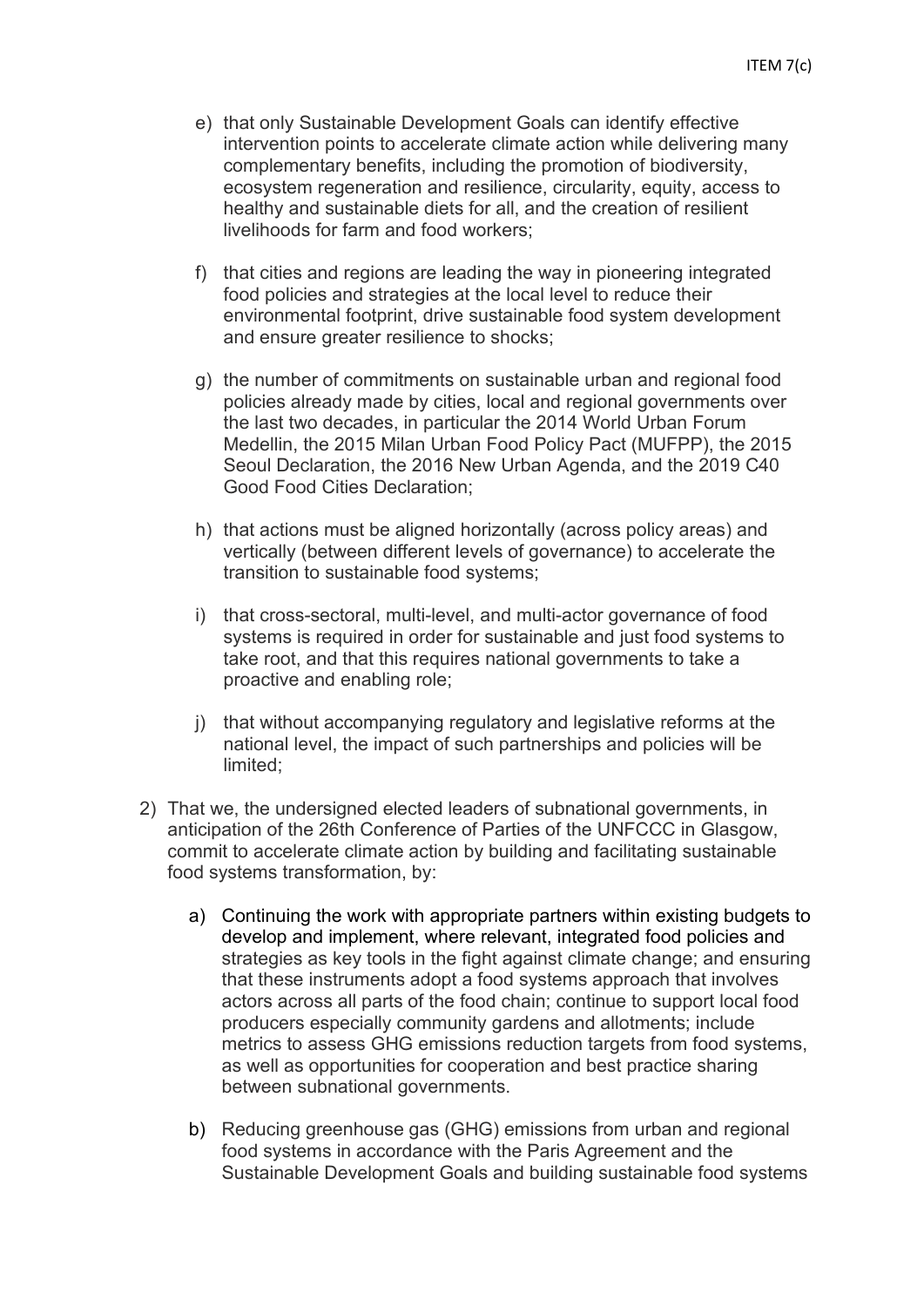e) that only Sustainable Development Goals can identify effective intervention points to accelerate climate action while delivering many complementary benefits, including the promotion of biodiversity, ecosystem regeneration and resilience, circularity, equity, access to healthy and sustainable diets for all, and the creation of resilient livelihoods for farm and food workers;

f) that cities and regions are leading the way in pioneering integrated food policies and strategies at the local level to reduce their environmental footprint, drive sustainable food system development and ensure greater resilience to shocks;

g) the number of commitments on sustainable urban and regional food policies already made by cities, local and regional governments over the last two decades, in particular the 2014 World Urban Forum Medellin, the 2015 Milan Urban Food Policy Pact (MUFPP), the 2015 Seoul Declaration, the 2016 New Urban Agenda, and the 2019 C40 Good Food Cities Declaration;

h) that actions must be aligned horizontally (across policy areas) and vertically (between different levels of governance) to accelerate the transition to sustainable food systems;

i) that cross-sectoral, multi-level, and multi-actor governance of food systems is required in order for sustainable and just food systems to take root, and that this requires national governments to take a proactive and enabling role;

j) that without accompanying regulatory and legislative reforms at the national level, the impact of such partnerships and policies will be limited;

2) That we, the undersigned elected leaders of subnational governments, in anticipation of the 26th Conference of Parties of the UNFCCC in Glasgow, commit to accelerate climate action by building and facilitating sustainable food systems transformation, by:

   a) Continuing the work with appropriate partners within existing budgets to develop and implement, where relevant, integrated food policies and strategies as key tools in the fight against climate change; and ensuring that these instruments adopt a food systems approach that involves actors across all parts of the food chain; continue to support local food producers especially community gardens and allotments; include metrics to assess GHG emissions reduction targets from food systems, as well as opportunities for cooperation and best practice sharing between subnational governments.

   b) Reducing greenhouse gas (GHG) emissions from urban and regional food systems in accordance with the Paris Agreement and the Sustainable Development Goals and building sustainable food systems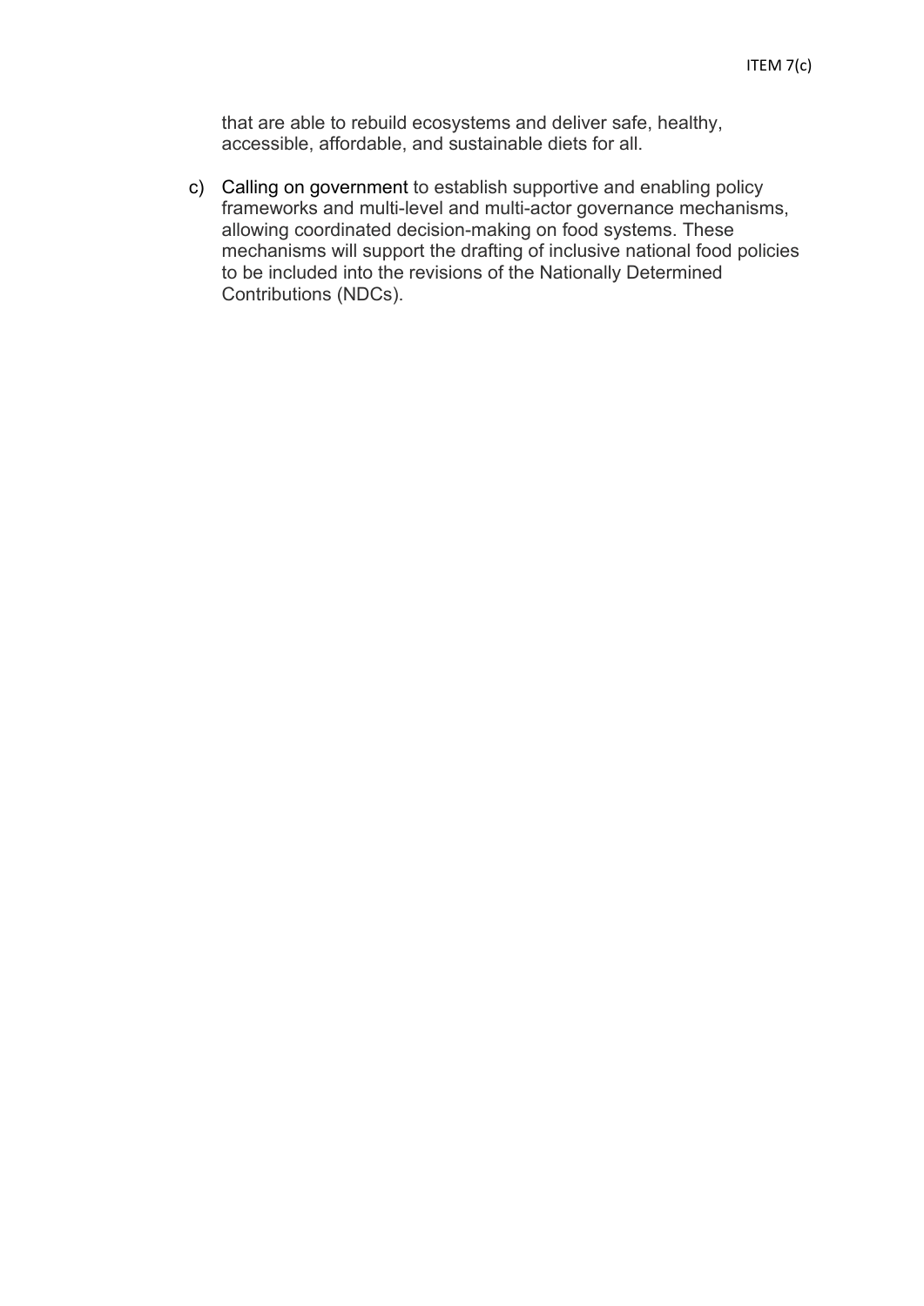that are able to rebuild ecosystems and deliver safe, healthy, accessible, affordable, and sustainable diets for all.

c) Calling on government to establish supportive and enabling policy frameworks and multi-level and multi-actor governance mechanisms, allowing coordinated decision-making on food systems. These mechanisms will support the drafting of inclusive national food policies to be included into the revisions of the Nationally Determined Contributions (NDCs).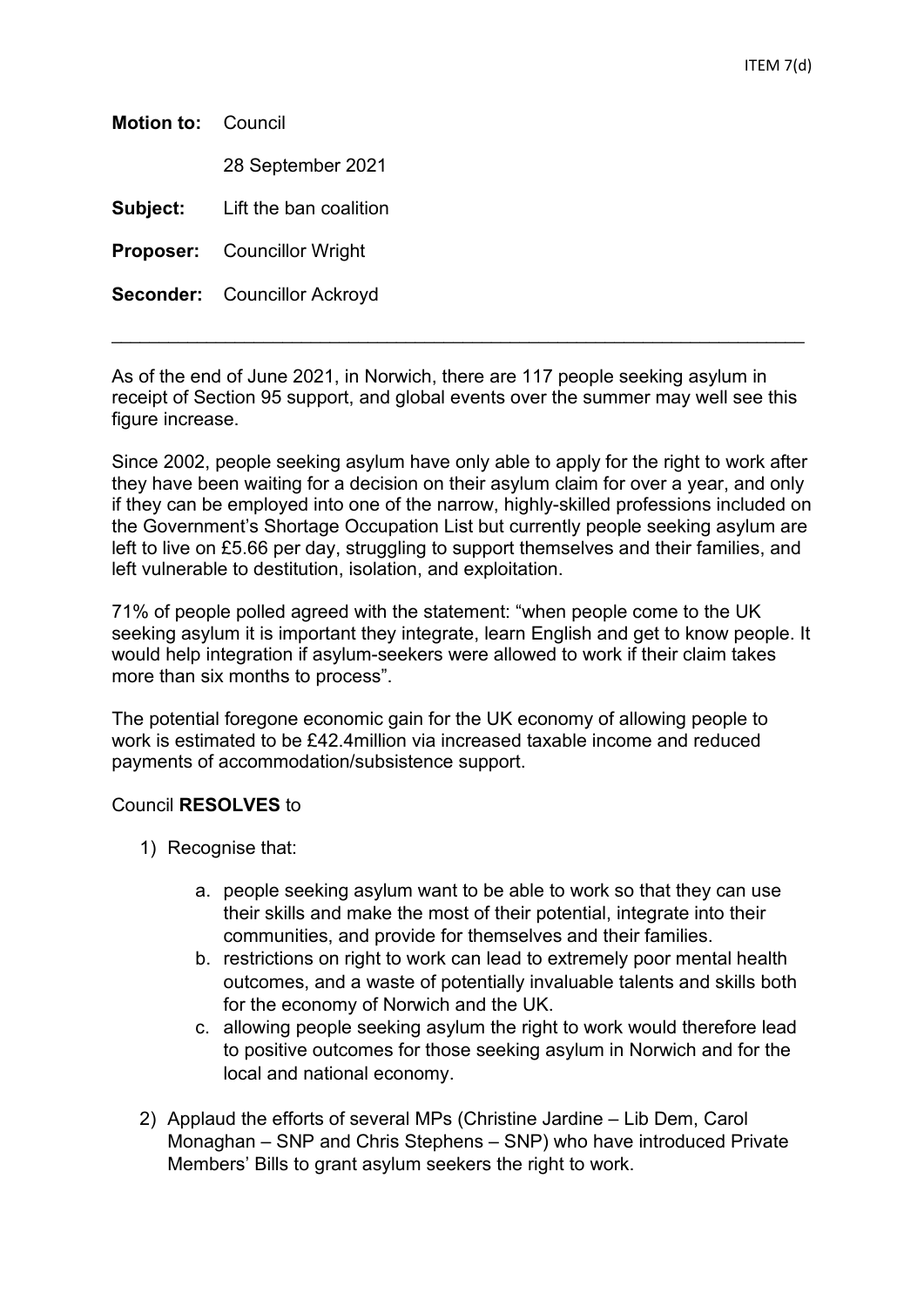ITEM 7(d)

**Motion to:** Council

28 September 2021

**Subject:** Lift the ban coalition

**Proposer:** Councillor Wright

**Seconder:** Councillor Ackroyd

---

As of the end of June 2021, in Norwich, there are 117 people seeking asylum in receipt of Section 95 support, and global events over the summer may well see this figure increase.

Since 2002, people seeking asylum have only able to apply for the right to work after they have been waiting for a decision on their asylum claim for over a year, and only if they can be employed into one of the narrow, highly-skilled professions included on the Government's Shortage Occupation List but currently people seeking asylum are left to live on £5.66 per day, struggling to support themselves and their families, and left vulnerable to destitution, isolation, and exploitation.

71% of people polled agreed with the statement: "when people come to the UK seeking asylum it is important they integrate, learn English and get to know people. It would help integration if asylum-seekers were allowed to work if their claim takes more than six months to process".

The potential foregone economic gain for the UK economy of allowing people to work is estimated to be £42.4million via increased taxable income and reduced payments of accommodation/subsistence support.

Council **RESOLVES** to

1) Recognise that:

    a. people seeking asylum want to be able to work so that they can use their skills and make the most of their potential, integrate into their communities, and provide for themselves and their families.
    b. restrictions on right to work can lead to extremely poor mental health outcomes, and a waste of potentially invaluable talents and skills both for the economy of Norwich and the UK.
    c. allowing people seeking asylum the right to work would therefore lead to positive outcomes for those seeking asylum in Norwich and for the local and national economy.

2) Applaud the efforts of several MPs (Christine Jardine – Lib Dem, Carol Monaghan – SNP and Chris Stephens – SNP) who have introduced Private Members' Bills to grant asylum seekers the right to work.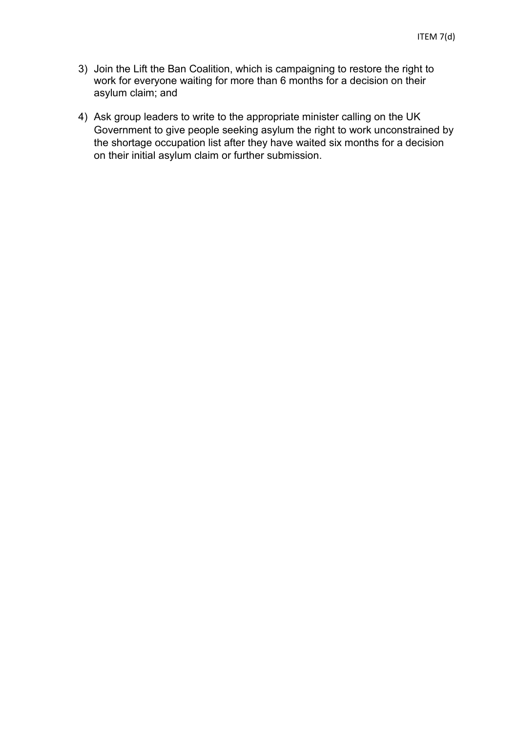3) Join the Lift the Ban Coalition, which is campaigning to restore the right to work for everyone waiting for more than 6 months for a decision on their asylum claim; and

4) Ask group leaders to write to the appropriate minister calling on the UK Government to give people seeking asylum the right to work unconstrained by the shortage occupation list after they have waited six months for a decision on their initial asylum claim or further submission.